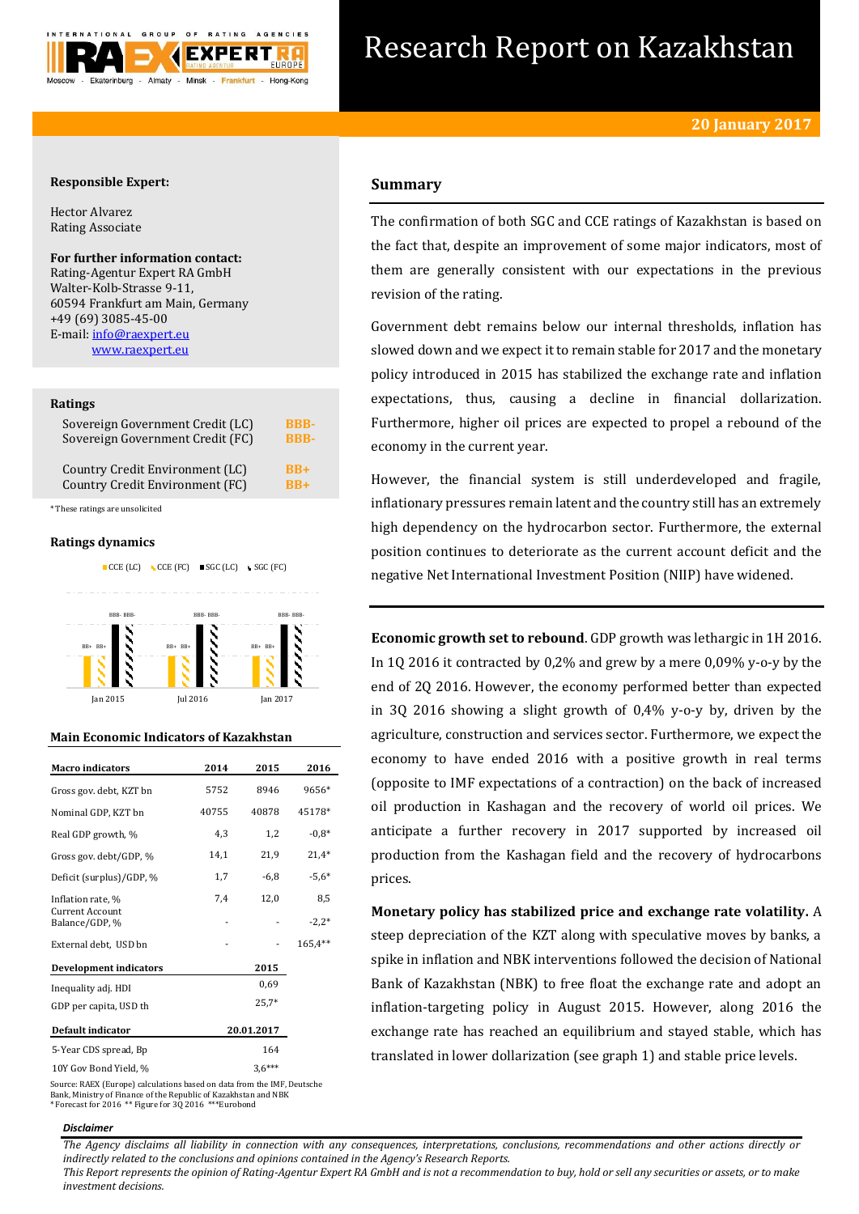# Research Report on Kazakhstan

**20 January 2017**

**Responsible Expert:**

Hector Alvarez
Rating Associate

**For further information contact:**
Rating-Agentur Expert RA GmbH
Walter-Kolb-Strasse 9-11,
60594 Frankfurt am Main, Germany
+49 (69) 3085-45-00
E-mail: info@raexpert.eu
www.raexpert.eu

**Ratings**

| | |
|---|---|
| Sovereign Government Credit (LC) | BBB- |
| Sovereign Government Credit (FC) | BBB- |
| Country Credit Environment (LC) | BB+ |
| Country Credit Environment (FC) | BB+ |

*These ratings are unsolicited

**Ratings dynamics**

CCE (LC) | CCE (FC) | SGC (LC) | SGC (FC)

| | CCE (LC) | CCE (FC) | SGC (LC) | SGC (FC) |
|---|---|---|---|---|
| Jan 2015 | BB+ | BB+ | BBB- | BBB- |
| Jul 2016 | BB+ | BB+ | BBB- | BBB- |
| Jan 2017 | BB+ | BB+ | BBB- | BBB- |

**Main Economic Indicators of Kazakhstan**

| Macro indicators | 2014 | 2015 | 2016 |
|---|---|---|---|
| Gross gov. debt, KZT bn | 5752 | 8946 | 9656* |
| Nominal GDP, KZT bn | 40755 | 40878 | 45178* |
| Real GDP growth, % | 4,3 | 1,2 | -0,8* |
| Gross gov. debt/GDP, % | 14,1 | 21,9 | 21,4* |
| Deficit (surplus)/GDP, % | 1,7 | -6,8 | -5,6* |
| Inflation rate, % | 7,4 | 12,0 | 8,5 |
| Current Account Balance/GDP, % | - | - | -2,2* |
| External debt, USD bn | - | - | 165,4** |
| **Development indicators** | | **2015** | |
| Inequality adj. HDI | | 0,69 | |
| GDP per capita, USD th | | 25,7* | |
| **Default indicator** | | **20.01.2017** | |
| 5-Year CDS spread, Bp | | 164 | |
| 10Y Gov Bond Yield, % | | 3,6*** | |

Source: RAEX (Europe) calculations based on data from the IMF, Deutsche Bank, Ministry of Finance of the Republic of Kazakhstan and NBK
* Forecast for 2016 ** Figure for 3Q 2016 ***Eurobond

## Summary

The confirmation of both SGC and CCE ratings of Kazakhstan is based on the fact that, despite an improvement of some major indicators, most of them are generally consistent with our expectations in the previous revision of the rating.

Government debt remains below our internal thresholds, inflation has slowed down and we expect it to remain stable for 2017 and the monetary policy introduced in 2015 has stabilized the exchange rate and inflation expectations, thus, causing a decline in financial dollarization. Furthermore, higher oil prices are expected to propel a rebound of the economy in the current year.

However, the financial system is still underdeveloped and fragile, inflationary pressures remain latent and the country still has an extremely high dependency on the hydrocarbon sector. Furthermore, the external position continues to deteriorate as the current account deficit and the negative Net International Investment Position (NIIP) have widened.

**Economic growth set to rebound**. GDP growth was lethargic in 1H 2016. In 1Q 2016 it contracted by 0,2% and grew by a mere 0,09% y-o-y by the end of 2Q 2016. However, the economy performed better than expected in 3Q 2016 showing a slight growth of 0,4% y-o-y by, driven by the agriculture, construction and services sector. Furthermore, we expect the economy to have ended 2016 with a positive growth in real terms (opposite to IMF expectations of a contraction) on the back of increased oil production in Kashagan and the recovery of world oil prices. We anticipate a further recovery in 2017 supported by increased oil production from the Kashagan field and the recovery of hydrocarbons prices.

**Monetary policy has stabilized price and exchange rate volatility.** A steep depreciation of the KZT along with speculative moves by banks, a spike in inflation and NBK interventions followed the decision of National Bank of Kazakhstan (NBK) to free float the exchange rate and adopt an inflation-targeting policy in August 2015. However, along 2016 the exchange rate has reached an equilibrium and stayed stable, which has translated in lower dollarization (see graph 1) and stable price levels.

***Disclaimer***

*The Agency disclaims all liability in connection with any consequences, interpretations, conclusions, recommendations and other actions directly or indirectly related to the conclusions and opinions contained in the Agency's Research Reports.*
*This Report represents the opinion of Rating-Agentur Expert RA GmbH and is not a recommendation to buy, hold or sell any securities or assets, or to make investment decisions.*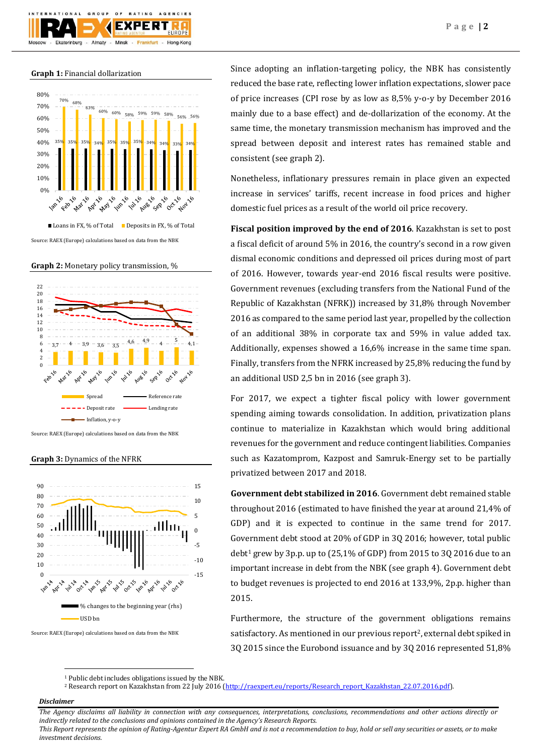**Graph 1:** Financial dollarization

Source: RAEX (Europe) calculations based on data from the NBK

**Graph 2:** Monetary policy transmission, %

Source: RAEX (Europe) calculations based on data from the NBK

**Graph 3:** Dynamics of the NFRK

Source: RAEX (Europe) calculations based on data from the NBK

Since adopting an inflation-targeting policy, the NBK has consistently reduced the base rate, reflecting lower inflation expectations, slower pace of price increases (CPI rose by as low as 8,5% y-o-y by December 2016 mainly due to a base effect) and de-dollarization of the economy. At the same time, the monetary transmission mechanism has improved and the spread between deposit and interest rates has remained stable and consistent (see graph 2).

Nonetheless, inflationary pressures remain in place given an expected increase in services' tariffs, recent increase in food prices and higher domestic fuel prices as a result of the world oil price recovery.

**Fiscal position improved by the end of 2016**. Kazakhstan is set to post a fiscal deficit of around 5% in 2016, the country's second in a row given dismal economic conditions and depressed oil prices during most of part of 2016. However, towards year-end 2016 fiscal results were positive. Government revenues (excluding transfers from the National Fund of the Republic of Kazakhstan (NFRK)) increased by 31,8% through November 2016 as compared to the same period last year, propelled by the collection of an additional 38% in corporate tax and 59% in value added tax. Additionally, expenses showed a 16,6% increase in the same time span. Finally, transfers from the NFRK increased by 25,8% reducing the fund by an additional USD 2,5 bn in 2016 (see graph 3).

For 2017, we expect a tighter fiscal policy with lower government spending aiming towards consolidation. In addition, privatization plans continue to materialize in Kazakhstan which would bring additional revenues for the government and reduce contingent liabilities. Companies such as Kazatomprom, Kazpost and Samruk-Energy set to be partially privatized between 2017 and 2018.

**Government debt stabilized in 2016**. Government debt remained stable throughout 2016 (estimated to have finished the year at around 21,4% of GDP) and it is expected to continue in the same trend for 2017. Government debt stood at 20% of GDP in 3Q 2016; however, total public debt[1] grew by 3p.p. up to (25,1% of GDP) from 2015 to 3Q 2016 due to an important increase in debt from the NBK (see graph 4). Government debt to budget revenues is projected to end 2016 at 133,9%, 2p.p. higher than 2015.

Furthermore, the structure of the government obligations remains satisfactory. As mentioned in our previous report[2], external debt spiked in 3Q 2015 since the Eurobond issuance and by 3Q 2016 represented 51,8%

[1] Public debt includes obligations issued by the NBK.
[2] Research report on Kazakhstan from 22 July 2016 (http://raexpert.eu/reports/Research_report_Kazakhstan_22.07.2016.pdf).

***Disclaimer***

*The Agency disclaims all liability in connection with any consequences, interpretations, conclusions, recommendations and other actions directly or indirectly related to the conclusions and opinions contained in the Agency's Research Reports.*
*This Report represents the opinion of Rating-Agentur Expert RA GmbH and is not a recommendation to buy, hold or sell any securities or assets, or to make investment decisions.*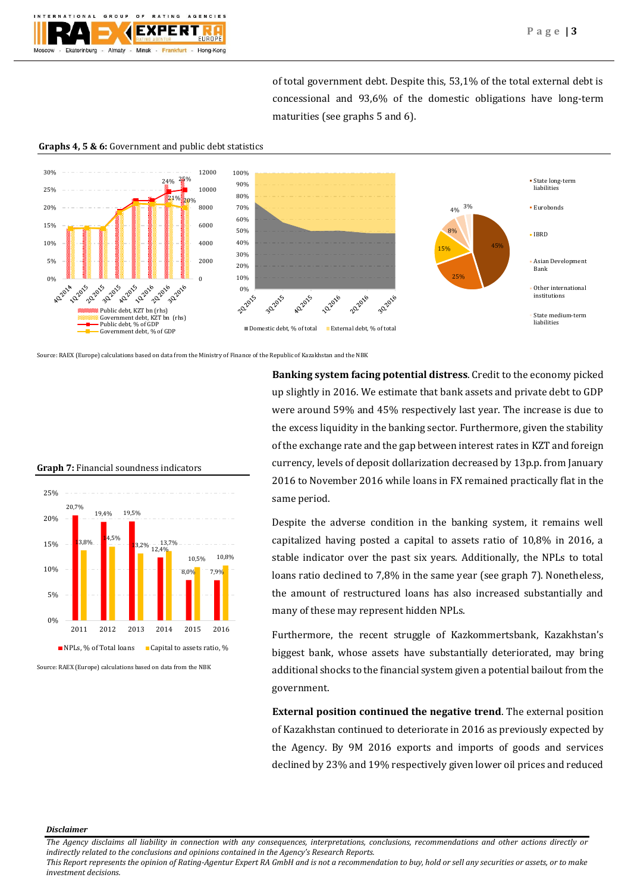of total government debt. Despite this, 53,1% of the total external debt is concessional and 93,6% of the domestic obligations have long-term maturities (see graphs 5 and 6).

**Graphs 4, 5 & 6:** Government and public debt statistics

Source: RAEX (Europe) calculations based on data from the Ministry of Finance of the Republic of Kazakhstan and the NBK

**Graph 7:** Financial soundness indicators

Source: RAEX (Europe) calculations based on data from the NBK

**Banking system facing potential distress**. Credit to the economy picked up slightly in 2016. We estimate that bank assets and private debt to GDP were around 59% and 45% respectively last year. The increase is due to the excess liquidity in the banking sector. Furthermore, given the stability of the exchange rate and the gap between interest rates in KZT and foreign currency, levels of deposit dollarization decreased by 13p.p. from January 2016 to November 2016 while loans in FX remained practically flat in the same period.

Despite the adverse condition in the banking system, it remains well capitalized having posted a capital to assets ratio of 10,8% in 2016, a stable indicator over the past six years. Additionally, the NPLs to total loans ratio declined to 7,8% in the same year (see graph 7). Nonetheless, the amount of restructured loans has also increased substantially and many of these may represent hidden NPLs.

Furthermore, the recent struggle of Kazkommertsbank, Kazakhstan's biggest bank, whose assets have substantially deteriorated, may bring additional shocks to the financial system given a potential bailout from the government.

**External position continued the negative trend**. The external position of Kazakhstan continued to deteriorate in 2016 as previously expected by the Agency. By 9M 2016 exports and imports of goods and services declined by 23% and 19% respectively given lower oil prices and reduced

*Disclaimer*

*The Agency disclaims all liability in connection with any consequences, interpretations, conclusions, recommendations and other actions directly or indirectly related to the conclusions and opinions contained in the Agency's Research Reports.*
*This Report represents the opinion of Rating-Agentur Expert RA GmbH and is not a recommendation to buy, hold or sell any securities or assets, or to make investment decisions.*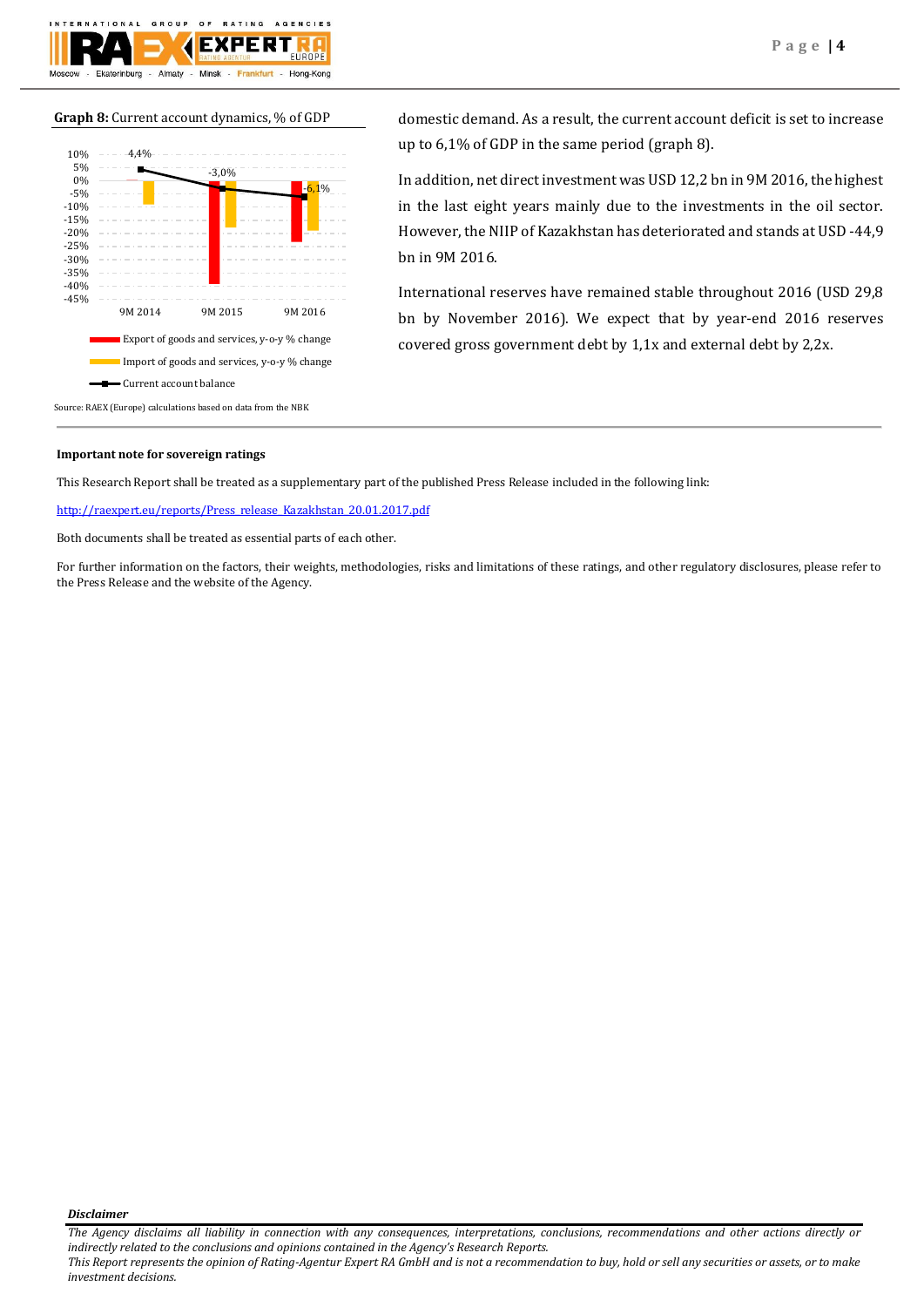**Graph 8:** Current account dynamics, % of GDP

10%
5%
0%
-5%
-10%
-15%
-20%
-25%
-30%
-35%
-40%
-45%

4,4%
-3,0%
-6,1%

9M 2014
9M 2015
9M 2016

Export of goods and services, y-o-y % change
Import of goods and services, y-o-y % change
Current account balance

Source: RAEX (Europe) calculations based on data from the NBK

domestic demand. As a result, the current account deficit is set to increase up to 6,1% of GDP in the same period (graph 8).

In addition, net direct investment was USD 12,2 bn in 9M 2016, the highest in the last eight years mainly due to the investments in the oil sector. However, the NIIP of Kazakhstan has deteriorated and stands at USD -44,9 bn in 9M 2016.

International reserves have remained stable throughout 2016 (USD 29,8 bn by November 2016). We expect that by year-end 2016 reserves covered gross government debt by 1,1x and external debt by 2,2x.

**Important note for sovereign ratings**

This Research Report shall be treated as a supplementary part of the published Press Release included in the following link:

http://raexpert.eu/reports/Press_release_Kazakhstan_20.01.2017.pdf

Both documents shall be treated as essential parts of each other.

For further information on the factors, their weights, methodologies, risks and limitations of these ratings, and other regulatory disclosures, please refer to the Press Release and the website of the Agency.

***Disclaimer***

*The Agency disclaims all liability in connection with any consequences, interpretations, conclusions, recommendations and other actions directly or indirectly related to the conclusions and opinions contained in the Agency's Research Reports.*

*This Report represents the opinion of Rating-Agentur Expert RA GmbH and is not a recommendation to buy, hold or sell any securities or assets, or to make investment decisions.*